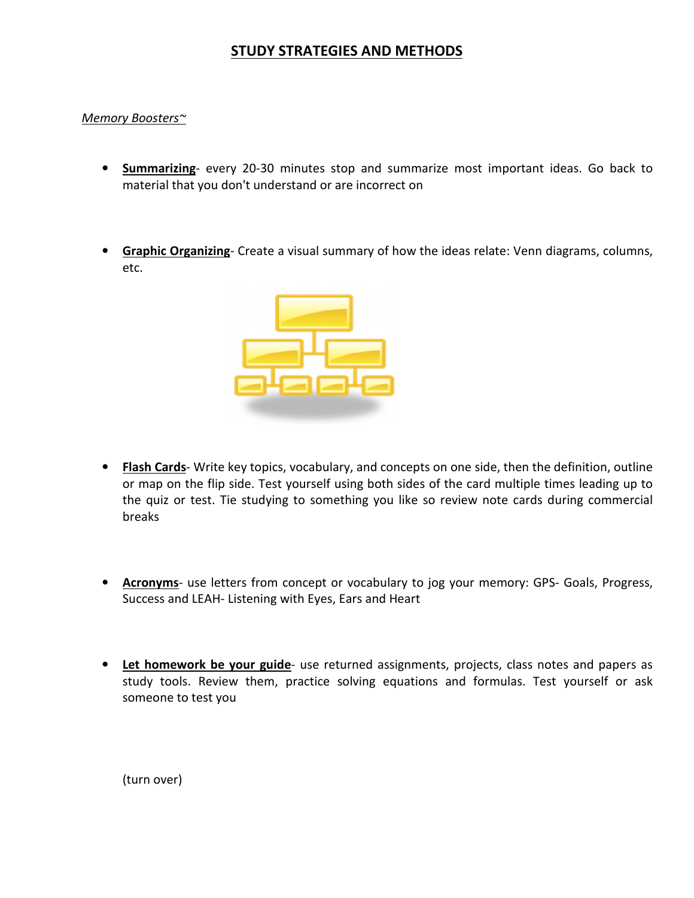# STUDY STRATEGIES AND METHODS

*Memory Boosters~*

- **Summarizing**- every 20-30 minutes stop and summarize most important ideas. Go back to material that you don't understand or are incorrect on

- **Graphic Organizing**- Create a visual summary of how the ideas relate: Venn diagrams, columns, etc.

- **Flash Cards**- Write key topics, vocabulary, and concepts on one side, then the definition, outline or map on the flip side. Test yourself using both sides of the card multiple times leading up to the quiz or test. Tie studying to something you like so review note cards during commercial breaks

- **Acronyms**- use letters from concept or vocabulary to jog your memory: GPS- Goals, Progress, Success and LEAH- Listening with Eyes, Ears and Heart

- **Let homework be your guide**- use returned assignments, projects, class notes and papers as study tools. Review them, practice solving equations and formulas. Test yourself or ask someone to test you

(turn over)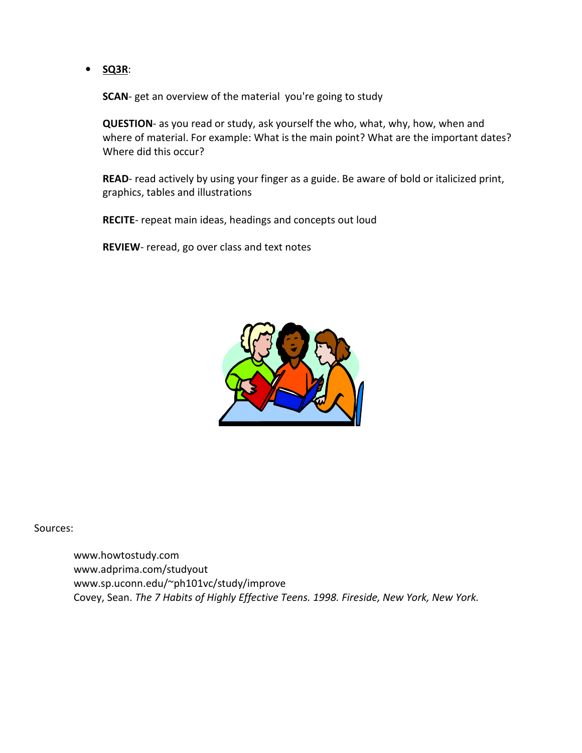- **SQ3R**:

  **SCAN**- get an overview of the material you're going to study

  **QUESTION**- as you read or study, ask yourself the who, what, why, how, when and where of material. For example: What is the main point? What are the important dates? Where did this occur?

  **READ**- read actively by using your finger as a guide. Be aware of bold or italicized print, graphics, tables and illustrations

  **RECITE**- repeat main ideas, headings and concepts out loud

  **REVIEW**- reread, go over class and text notes

Sources:

www.howtostudy.com
www.adprima.com/studyout
www.sp.uconn.edu/~ph101vc/study/improve
Covey, Sean. *The 7 Habits of Highly Effective Teens. 1998. Fireside, New York, New York.*